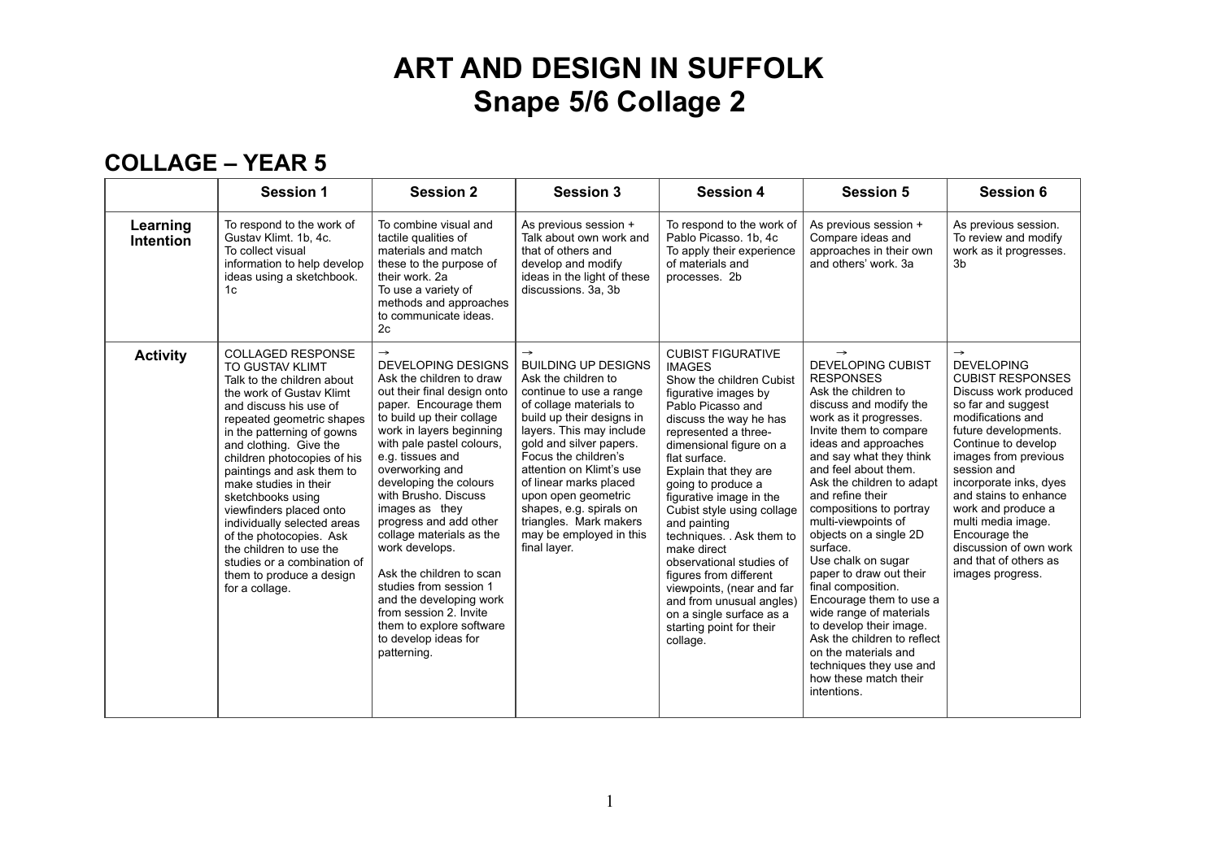# ART AND DESIGN IN SUFFOLK
# Snape 5/6 Collage 2

## COLLAGE – YEAR 5

| | Session 1 | Session 2 | Session 3 | Session 4 | Session 5 | Session 6 |
|---|---|---|---|---|---|---|
| **Learning Intention** | To respond to the work of Gustav Klimt. 1b, 4c. To collect visual information to help develop ideas using a sketchbook. 1c | To combine visual and tactile qualities of materials and match these to the purpose of their work. 2a To use a variety of methods and approaches to communicate ideas. 2c | As previous session + Talk about own work and that of others and develop and modify ideas in the light of these discussions. 3a, 3b | To respond to the work of Pablo Picasso. 1b, 4c To apply their experience of materials and processes. 2b | As previous session + Compare ideas and approaches in their own and others' work. 3a | As previous session. To review and modify work as it progresses. 3b |
| **Activity** | COLLAGED RESPONSE TO GUSTAV KLIMT Talk to the children about the work of Gustav Klimt and discuss his use of repeated geometric shapes in the patterning of gowns and clothing. Give the children photocopies of his paintings and ask them to make studies in their sketchbooks using viewfinders placed onto individually selected areas of the photocopies. Ask the children to use the studies or a combination of them to produce a design for a collage. | → DEVELOPING DESIGNS Ask the children to draw out their final design onto paper. Encourage them to build up their collage work in layers beginning with pale pastel colours, e.g. tissues and overworking and developing the colours with Brusho. Discuss images as they progress and add other collage materials as the work develops.<br><br>Ask the children to scan studies from session 1 and the developing work from session 2. Invite them to explore software to develop ideas for patterning. | → BUILDING UP DESIGNS Ask the children to continue to use a range of collage materials to build up their designs in layers. This may include gold and silver papers. Focus the children's attention on Klimt's use of linear marks placed upon open geometric shapes, e.g. spirals on triangles. Mark makers may be employed in this final layer. | CUBIST FIGURATIVE IMAGES Show the children Cubist figurative images by Pablo Picasso and discuss the way he has represented a three-dimensional figure on a flat surface. Explain that they are going to produce a figurative image in the Cubist style using collage and painting techniques. . Ask them to make direct observational studies of figures from different viewpoints, (near and far and from unusual angles) on a single surface as a starting point for their collage. | → DEVELOPING CUBIST RESPONSES Ask the children to discuss and modify the work as it progresses. Invite them to compare ideas and approaches and say what they think and feel about them. Ask the children to adapt and refine their compositions to portray multi-viewpoints of objects on a single 2D surface. Use chalk on sugar paper to draw out their final composition. Encourage them to use a wide range of materials to develop their image. Ask the children to reflect on the materials and techniques they use and how these match their intentions. | → DEVELOPING CUBIST RESPONSES Discuss work produced so far and suggest modifications and future developments. Continue to develop images from previous session and incorporate inks, dyes and stains to enhance work and produce a multi media image. Encourage the discussion of own work and that of others as images progress. |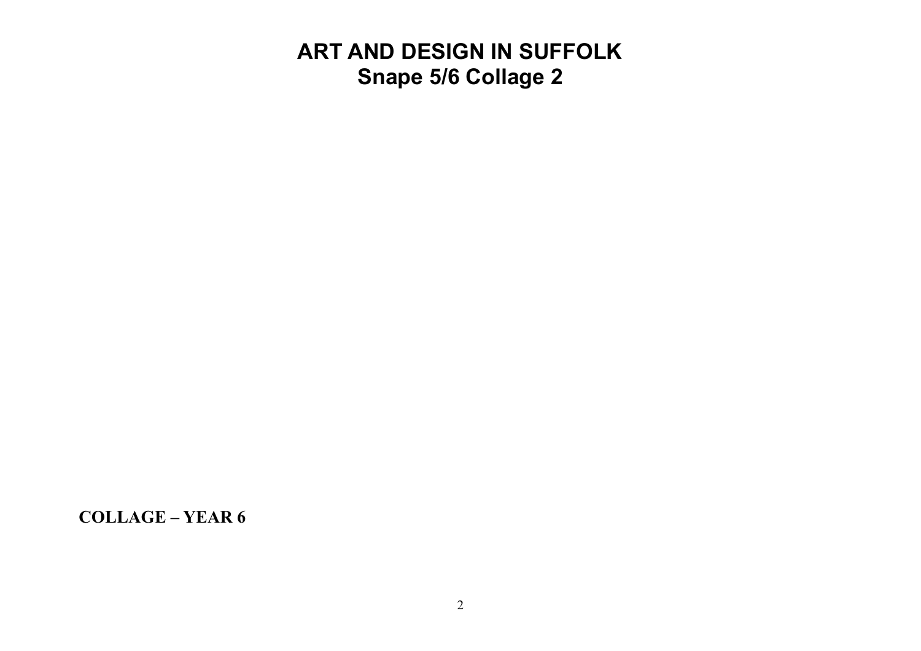# ART AND DESIGN IN SUFFOLK
## Snape 5/6 Collage 2

**COLLAGE – YEAR 6**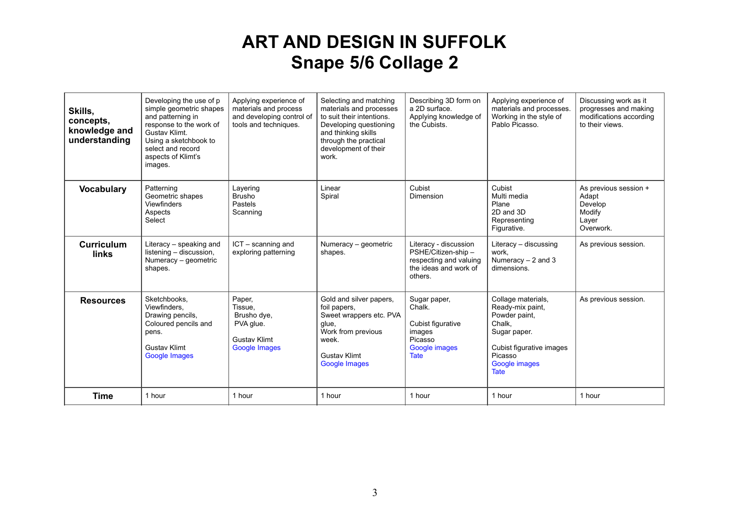# ART AND DESIGN IN SUFFOLK
# Snape 5/6 Collage 2

| **Skills, concepts, knowledge and understanding** | Developing the use of p simple geometric shapes and patterning in response to the work of Gustav Klimt. Using a sketchbook to select and record aspects of Klimt's images. | Applying experience of materials and process and developing control of tools and techniques. | Selecting and matching materials and processes to suit their intentions. Developing questioning and thinking skills through the practical development of their work. | Describing 3D form on a 2D surface. Applying knowledge of the Cubists. | Applying experience of materials and processes. Working in the style of Pablo Picasso. | Discussing work as it progresses and making modifications according to their views. |
|---|---|---|---|---|---|---|
| **Vocabulary** | Patterning<br>Geometric shapes<br>Viewfinders<br>Aspects<br>Select | Layering<br>Brusho<br>Pastels<br>Scanning | Linear<br>Spiral | Cubist<br>Dimension | Cubist<br>Multi media<br>Plane<br>2D and 3D<br>Representing<br>Figurative. | As previous session +<br>Adapt<br>Develop<br>Modify<br>Layer<br>Overwork. |
| **Curriculum links** | Literacy – speaking and listening – discussion,<br>Numeracy – geometric shapes. | ICT – scanning and exploring patterning | Numeracy – geometric shapes. | Literacy - discussion<br>PSHE/Citizen-ship – respecting and valuing the ideas and work of others. | Literacy – discussing work,<br>Numeracy – 2 and 3 dimensions. | As previous session. |
| **Resources** | Sketchbooks,<br>Viewfinders,<br>Drawing pencils,<br>Coloured pencils and pens.<br><br>Gustav Klimt<br>Google Images | Paper,<br>Tissue,<br>Brusho dye,<br>PVA glue.<br><br>Gustav Klimt<br>Google Images | Gold and silver papers, foil papers,<br>Sweet wrappers etc. PVA glue,<br>Work from previous week.<br><br>Gustav Klimt<br>Google Images | Sugar paper,<br>Chalk.<br><br>Cubist figurative images<br>Picasso<br>Google images<br>Tate | Collage materials,<br>Ready-mix paint,<br>Powder paint,<br>Chalk,<br>Sugar paper.<br><br>Cubist figurative images<br>Picasso<br>Google images<br>Tate | As previous session. |
| **Time** | 1 hour | 1 hour | 1 hour | 1 hour | 1 hour | 1 hour |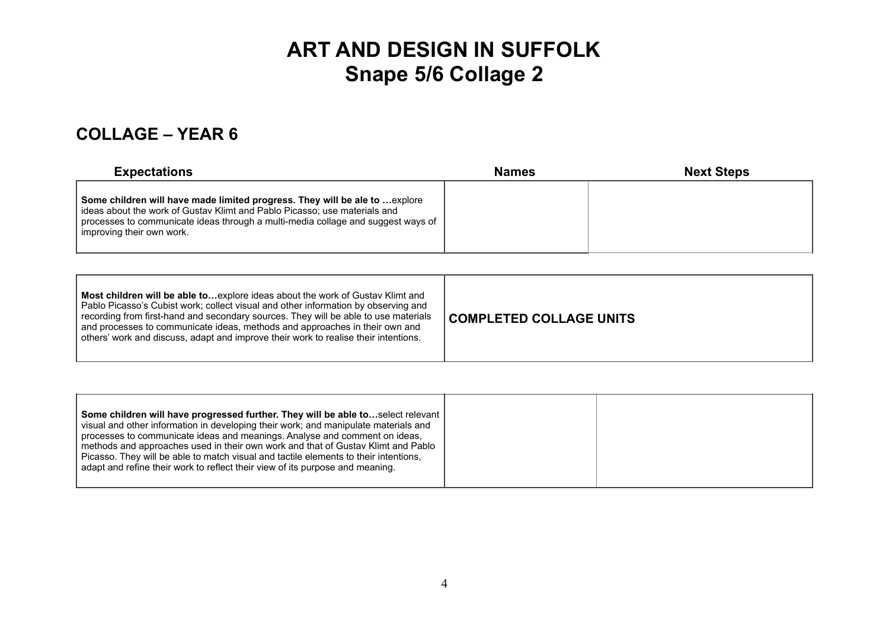# ART AND DESIGN IN SUFFOLK
# Snape 5/6 Collage 2

## COLLAGE – YEAR 6

| Expectations | Names | Next Steps |
| --- | --- | --- |
| **Some children will have made limited progress. They will be ale to …**explore ideas about the work of Gustav Klimt and Pablo Picasso; use materials and processes to communicate ideas through a multi-media collage and suggest ways of improving their own work. | | |
| **Most children will be able to…**explore ideas about the work of Gustav Klimt and Pablo Picasso's Cubist work; collect visual and other information by observing and recording from first-hand and secondary sources. They will be able to use materials and processes to communicate ideas, methods and approaches in their own and others' work and discuss, adapt and improve their work to realise their intentions. | **COMPLETED COLLAGE UNITS** | |
| **Some children will have progressed further. They will be able to…**select relevant visual and other information in developing their work; and manipulate materials and processes to communicate ideas and meanings. Analyse and comment on ideas, methods and approaches used in their own work and that of Gustav Klimt and Pablo Picasso. They will be able to match visual and tactile elements to their intentions, adapt and refine their work to reflect their view of its purpose and meaning. | | |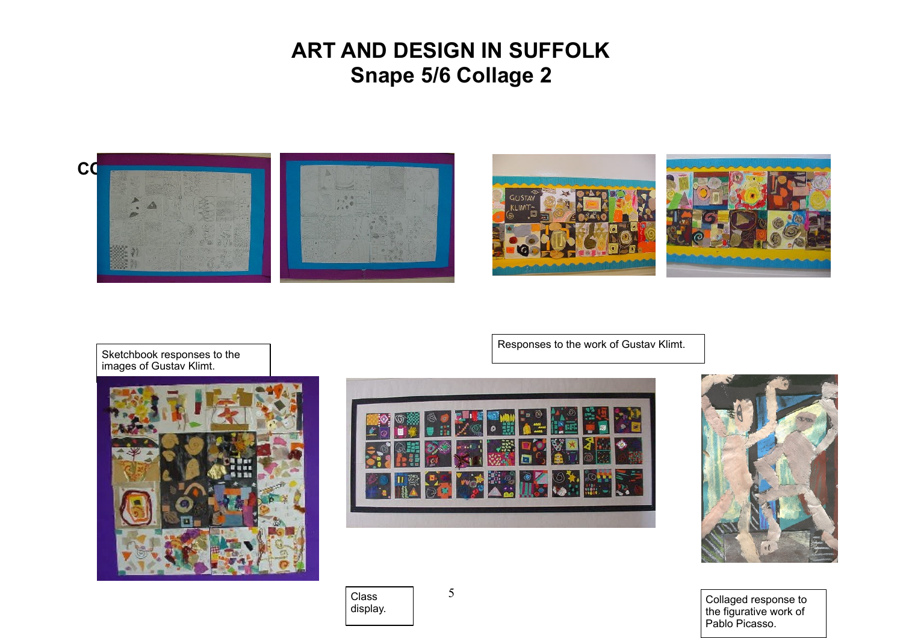# ART AND DESIGN IN SUFFOLK
## Snape 5/6 Collage 2

Sketchbook responses to the images of Gustav Klimt.

Responses to the work of Gustav Klimt.

Class display.

Collaged response to the figurative work of Pablo Picasso.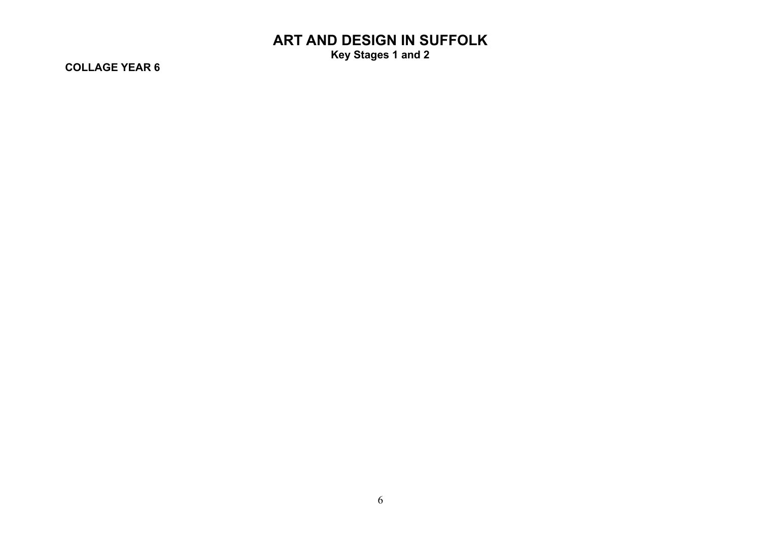# ART AND DESIGN IN SUFFOLK

**Key Stages 1 and 2**

**COLLAGE YEAR 6**